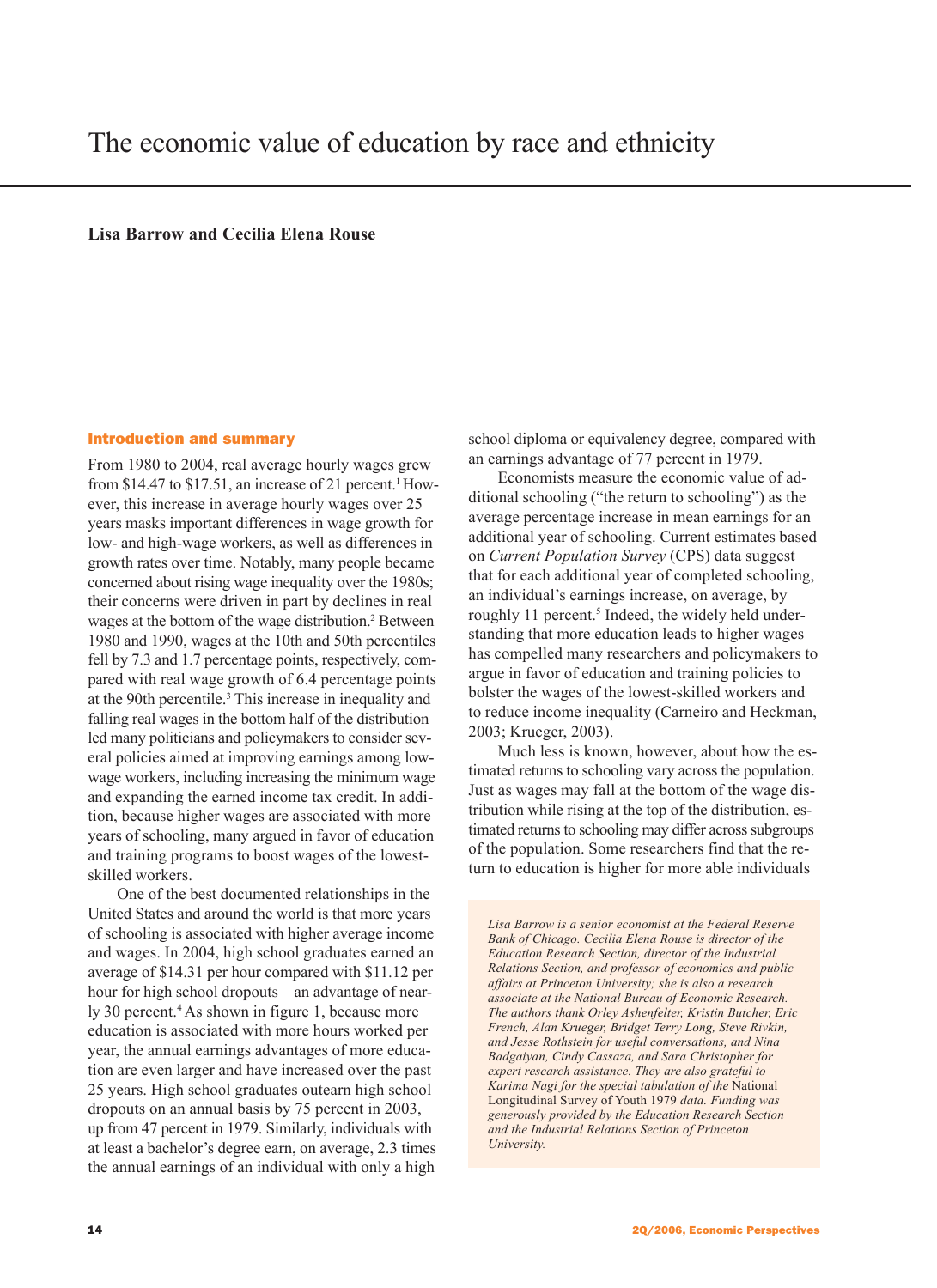# The economic value of education by race and ethnicity

**Lisa Barrow and Cecilia Elena Rouse**

## Introduction and summary

From 1980 to 2004, real average hourly wages grew from $14.47 to $17.51, an increase of 21 percent.[1] However, this increase in average hourly wages over 25 years masks important differences in wage growth for low- and high-wage workers, as well as differences in growth rates over time. Notably, many people became concerned about rising wage inequality over the 1980s; their concerns were driven in part by declines in real wages at the bottom of the wage distribution.[2] Between 1980 and 1990, wages at the 10th and 50th percentiles fell by 7.3 and 1.7 percentage points, respectively, compared with real wage growth of 6.4 percentage points at the 90th percentile.[3] This increase in inequality and falling real wages in the bottom half of the distribution led many politicians and policymakers to consider several policies aimed at improving earnings among low-wage workers, including increasing the minimum wage and expanding the earned income tax credit. In addition, because higher wages are associated with more years of schooling, many argued in favor of education and training programs to boost wages of the lowest-skilled workers.

One of the best documented relationships in the United States and around the world is that more years of schooling is associated with higher average income and wages. In 2004, high school graduates earned an average of $14.31 per hour compared with $11.12 per hour for high school dropouts—an advantage of nearly 30 percent.[4] As shown in figure 1, because more education is associated with more hours worked per year, the annual earnings advantages of more education are even larger and have increased over the past 25 years. High school graduates outearn high school dropouts on an annual basis by 75 percent in 2003, up from 47 percent in 1979. Similarly, individuals with at least a bachelor's degree earn, on average, 2.3 times the annual earnings of an individual with only a high school diploma or equivalency degree, compared with an earnings advantage of 77 percent in 1979.

Economists measure the economic value of additional schooling ("the return to schooling") as the average percentage increase in mean earnings for an additional year of schooling. Current estimates based on *Current Population Survey* (CPS) data suggest that for each additional year of completed schooling, an individual's earnings increase, on average, by roughly 11 percent.[5] Indeed, the widely held understanding that more education leads to higher wages has compelled many researchers and policymakers to argue in favor of education and training policies to bolster the wages of the lowest-skilled workers and to reduce income inequality (Carneiro and Heckman, 2003; Krueger, 2003).

Much less is known, however, about how the estimated returns to schooling vary across the population. Just as wages may fall at the bottom of the wage distribution while rising at the top of the distribution, estimated returns to schooling may differ across subgroups of the population. Some researchers find that the return to education is higher for more able individuals

*Lisa Barrow is a senior economist at the Federal Reserve Bank of Chicago. Cecilia Elena Rouse is director of the Education Research Section, director of the Industrial Relations Section, and professor of economics and public affairs at Princeton University; she is also a research associate at the National Bureau of Economic Research. The authors thank Orley Ashenfelter, Kristin Butcher, Eric French, Alan Krueger, Bridget Terry Long, Steve Rivkin, and Jesse Rothstein for useful conversations, and Nina Badgaiyan, Cindy Cassaza, and Sara Christopher for expert research assistance. They are also grateful to Karima Nagi for the special tabulation of the* National Longitudinal Survey of Youth 1979 *data. Funding was generously provided by the Education Research Section and the Industrial Relations Section of Princeton University.*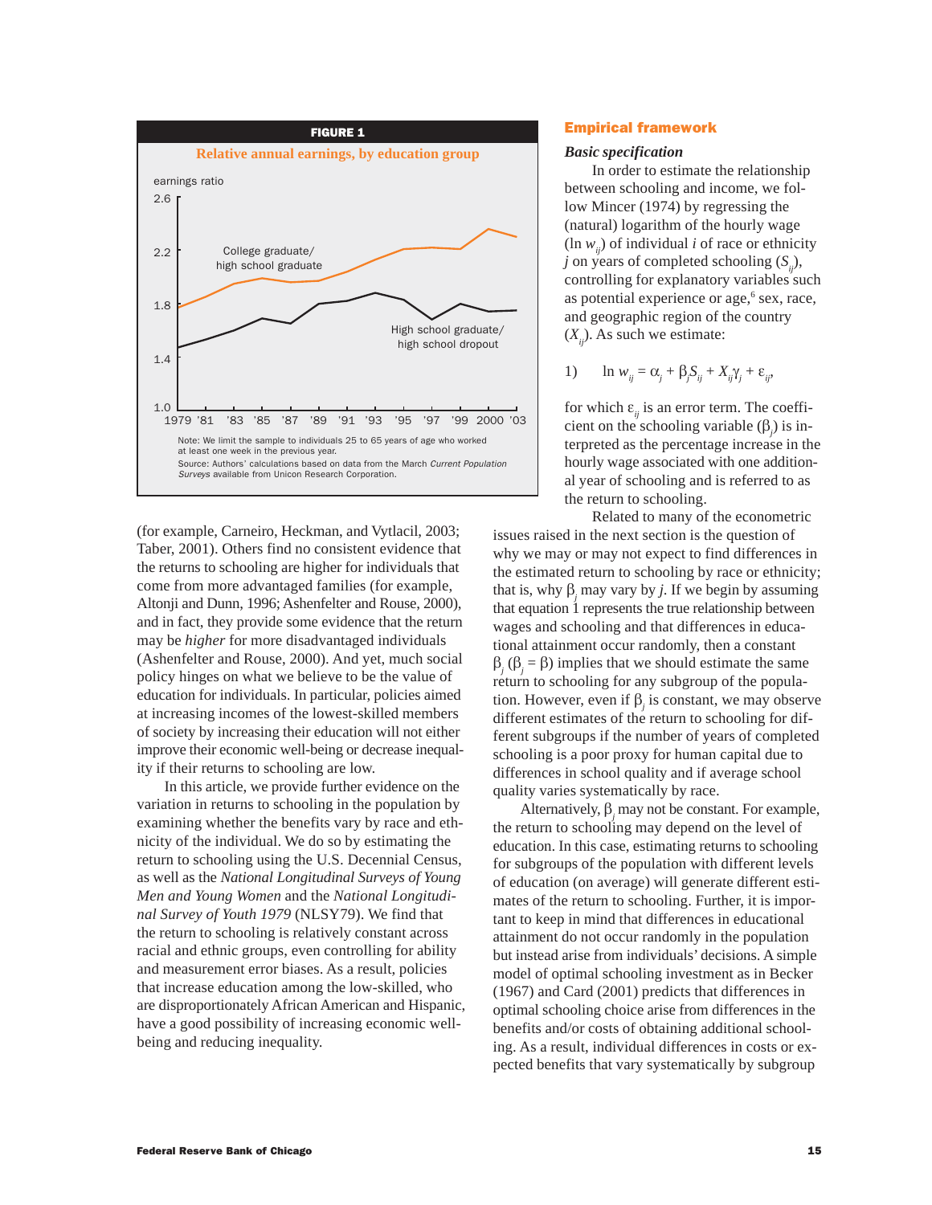**FIGURE 1**

**Relative annual earnings, by education group**

Note: We limit the sample to individuals 25 to 65 years of age who worked at least one week in the previous year.

Source: Authors' calculations based on data from the March *Current Population Surveys* available from Unicon Research Corporation.

(for example, Carneiro, Heckman, and Vytlacil, 2003; Taber, 2001). Others find no consistent evidence that the returns to schooling are higher for individuals that come from more advantaged families (for example, Altonji and Dunn, 1996; Ashenfelter and Rouse, 2000), and in fact, they provide some evidence that the return may be *higher* for more disadvantaged individuals (Ashenfelter and Rouse, 2000). And yet, much social policy hinges on what we believe to be the value of education for individuals. In particular, policies aimed at increasing incomes of the lowest-skilled members of society by increasing their education will not either improve their economic well-being or decrease inequality if their returns to schooling are low.

In this article, we provide further evidence on the variation in returns to schooling in the population by examining whether the benefits vary by race and ethnicity of the individual. We do so by estimating the return to schooling using the U.S. Decennial Census, as well as the *National Longitudinal Surveys of Young Men and Young Women* and the *National Longitudinal Survey of Youth 1979* (NLSY79). We find that the return to schooling is relatively constant across racial and ethnic groups, even controlling for ability and measurement error biases. As a result, policies that increase education among the low-skilled, who are disproportionately African American and Hispanic, have a good possibility of increasing economic well-being and reducing inequality.

## Empirical framework

### *Basic specification*

In order to estimate the relationship between schooling and income, we follow Mincer (1974) by regressing the (natural) logarithm of the hourly wage ($\ln w_{ij}$) of individual $i$ of race or ethnicity $j$ on years of completed schooling ($S_{ij}$), controlling for explanatory variables such as potential experience or age,[6] sex, race, and geographic region of the country ($X_{ij}$). As such we estimate:

$$1) \quad \ln w_{ij} = \alpha_j + \beta_j S_{ij} + X_{ij}\gamma_j + \varepsilon_{ij},$$

for which $\varepsilon_{ij}$ is an error term. The coefficient on the schooling variable ($\beta_j$) is interpreted as the percentage increase in the hourly wage associated with one additional year of schooling and is referred to as the return to schooling.

Related to many of the econometric issues raised in the next section is the question of why we may or may not expect to find differences in the estimated return to schooling by race or ethnicity; that is, why $\beta_j$ may vary by $j$. If we begin by assuming that equation 1 represents the true relationship between wages and schooling and that differences in educational attainment occur randomly, then a constant $\beta_j$ ($\beta_j = \beta$) implies that we should estimate the same return to schooling for any subgroup of the population. However, even if $\beta_j$ is constant, we may observe different estimates of the return to schooling for different subgroups if the number of years of completed schooling is a poor proxy for human capital due to differences in school quality and if average school quality varies systematically by race.

Alternatively, $\beta_j$ may not be constant. For example, the return to schooling may depend on the level of education. In this case, estimating returns to schooling for subgroups of the population with different levels of education (on average) will generate different estimates of the return to schooling. Further, it is important to keep in mind that differences in educational attainment do not occur randomly in the population but instead arise from individuals' decisions. A simple model of optimal schooling investment as in Becker (1967) and Card (2001) predicts that differences in optimal schooling choice arise from differences in the benefits and/or costs of obtaining additional schooling. As a result, individual differences in costs or expected benefits that vary systematically by subgroup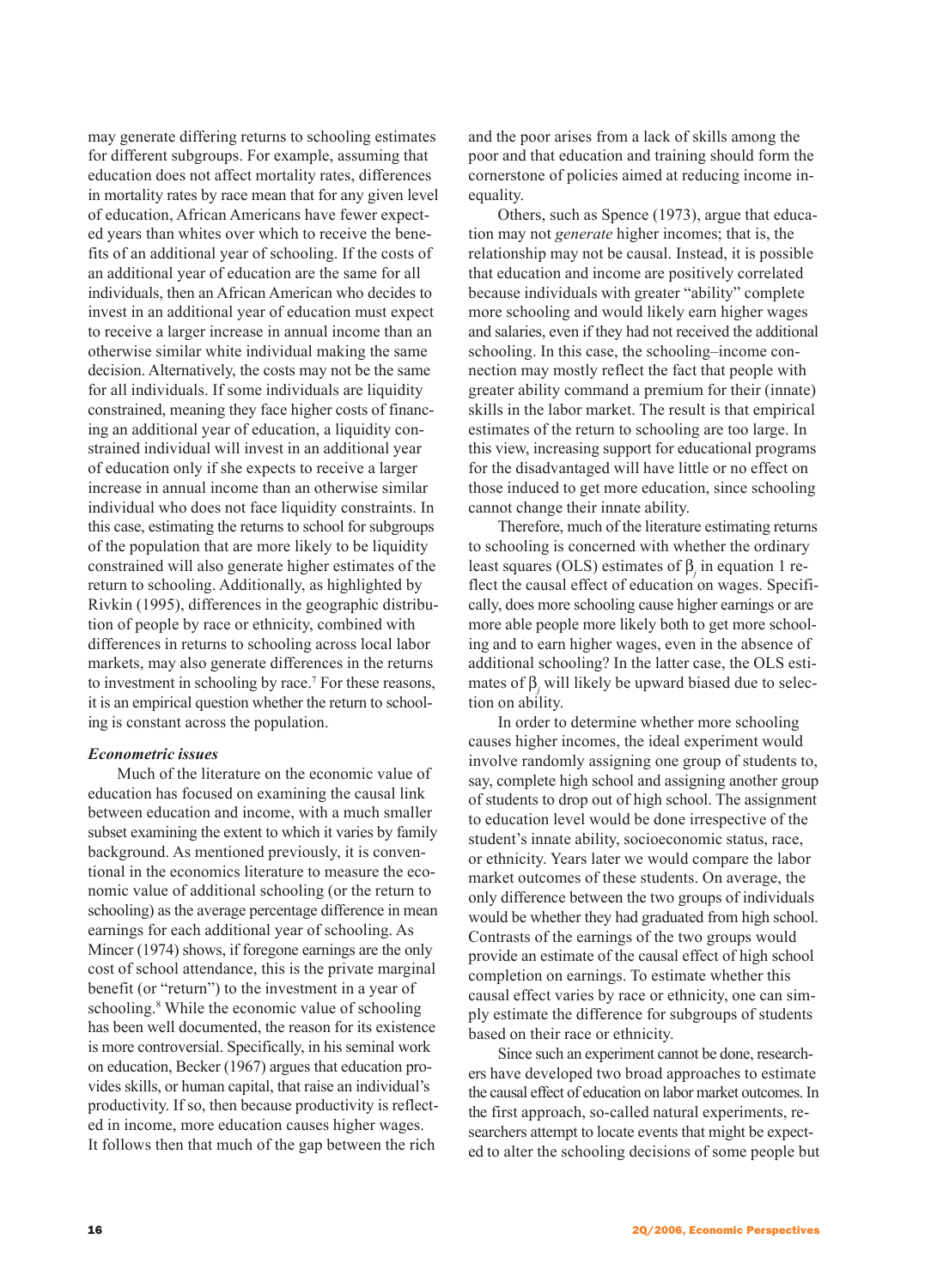may generate differing returns to schooling estimates for different subgroups. For example, assuming that education does not affect mortality rates, differences in mortality rates by race mean that for any given level of education, African Americans have fewer expected years than whites over which to receive the benefits of an additional year of schooling. If the costs of an additional year of education are the same for all individuals, then an African American who decides to invest in an additional year of education must expect to receive a larger increase in annual income than an otherwise similar white individual making the same decision. Alternatively, the costs may not be the same for all individuals. If some individuals are liquidity constrained, meaning they face higher costs of financing an additional year of education, a liquidity constrained individual will invest in an additional year of education only if she expects to receive a larger increase in annual income than an otherwise similar individual who does not face liquidity constraints. In this case, estimating the returns to school for subgroups of the population that are more likely to be liquidity constrained will also generate higher estimates of the return to schooling. Additionally, as highlighted by Rivkin (1995), differences in the geographic distribution of people by race or ethnicity, combined with differences in returns to schooling across local labor markets, may also generate differences in the returns to investment in schooling by race.[7] For these reasons, it is an empirical question whether the return to schooling is constant across the population.

### *Econometric issues*

Much of the literature on the economic value of education has focused on examining the causal link between education and income, with a much smaller subset examining the extent to which it varies by family background. As mentioned previously, it is conventional in the economics literature to measure the economic value of additional schooling (or the return to schooling) as the average percentage difference in mean earnings for each additional year of schooling. As Mincer (1974) shows, if foregone earnings are the only cost of school attendance, this is the private marginal benefit (or "return") to the investment in a year of schooling.[8] While the economic value of schooling has been well documented, the reason for its existence is more controversial. Specifically, in his seminal work on education, Becker (1967) argues that education provides skills, or human capital, that raise an individual's productivity. If so, then because productivity is reflected in income, more education causes higher wages. It follows then that much of the gap between the rich and the poor arises from a lack of skills among the poor and that education and training should form the cornerstone of policies aimed at reducing income inequality.

Others, such as Spence (1973), argue that education may not *generate* higher incomes; that is, the relationship may not be causal. Instead, it is possible that education and income are positively correlated because individuals with greater "ability" complete more schooling and would likely earn higher wages and salaries, even if they had not received the additional schooling. In this case, the schooling–income connection may mostly reflect the fact that people with greater ability command a premium for their (innate) skills in the labor market. The result is that empirical estimates of the return to schooling are too large. In this view, increasing support for educational programs for the disadvantaged will have little or no effect on those induced to get more education, since schooling cannot change their innate ability.

Therefore, much of the literature estimating returns to schooling is concerned with whether the ordinary least squares (OLS) estimates of $\beta_j$ in equation 1 reflect the causal effect of education on wages. Specifically, does more schooling cause higher earnings or are more able people more likely both to get more schooling and to earn higher wages, even in the absence of additional schooling? In the latter case, the OLS estimates of $\beta_j$ will likely be upward biased due to selection on ability.

In order to determine whether more schooling causes higher incomes, the ideal experiment would involve randomly assigning one group of students to, say, complete high school and assigning another group of students to drop out of high school. The assignment to education level would be done irrespective of the student's innate ability, socioeconomic status, race, or ethnicity. Years later we would compare the labor market outcomes of these students. On average, the only difference between the two groups of individuals would be whether they had graduated from high school. Contrasts of the earnings of the two groups would provide an estimate of the causal effect of high school completion on earnings. To estimate whether this causal effect varies by race or ethnicity, one can simply estimate the difference for subgroups of students based on their race or ethnicity.

Since such an experiment cannot be done, researchers have developed two broad approaches to estimate the causal effect of education on labor market outcomes. In the first approach, so-called natural experiments, researchers attempt to locate events that might be expected to alter the schooling decisions of some people but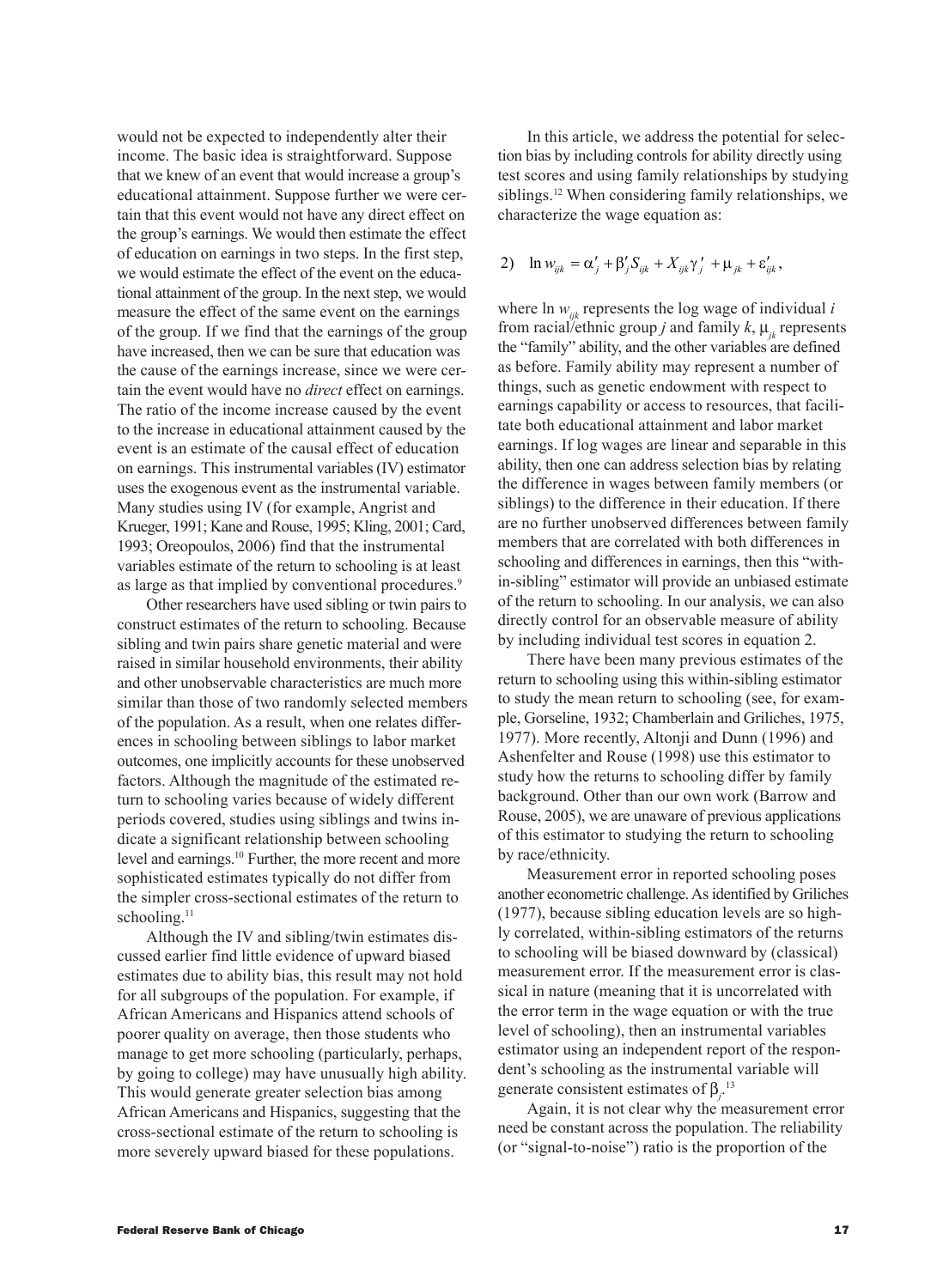would not be expected to independently alter their income. The basic idea is straightforward. Suppose that we knew of an event that would increase a group's educational attainment. Suppose further we were certain that this event would not have any direct effect on the group's earnings. We would then estimate the effect of education on earnings in two steps. In the first step, we would estimate the effect of the event on the educational attainment of the group. In the next step, we would measure the effect of the same event on the earnings of the group. If we find that the earnings of the group have increased, then we can be sure that education was the cause of the earnings increase, since we were certain the event would have no *direct* effect on earnings. The ratio of the income increase caused by the event to the increase in educational attainment caused by the event is an estimate of the causal effect of education on earnings. This instrumental variables (IV) estimator uses the exogenous event as the instrumental variable. Many studies using IV (for example, Angrist and Krueger, 1991; Kane and Rouse, 1995; Kling, 2001; Card, 1993; Oreopoulos, 2006) find that the instrumental variables estimate of the return to schooling is at least as large as that implied by conventional procedures.[9]

Other researchers have used sibling or twin pairs to construct estimates of the return to schooling. Because sibling and twin pairs share genetic material and were raised in similar household environments, their ability and other unobservable characteristics are much more similar than those of two randomly selected members of the population. As a result, when one relates differences in schooling between siblings to labor market outcomes, one implicitly accounts for these unobserved factors. Although the magnitude of the estimated return to schooling varies because of widely different periods covered, studies using siblings and twins indicate a significant relationship between schooling level and earnings.[10] Further, the more recent and more sophisticated estimates typically do not differ from the simpler cross-sectional estimates of the return to schooling.[11]

Although the IV and sibling/twin estimates discussed earlier find little evidence of upward biased estimates due to ability bias, this result may not hold for all subgroups of the population. For example, if African Americans and Hispanics attend schools of poorer quality on average, then those students who manage to get more schooling (particularly, perhaps, by going to college) may have unusually high ability. This would generate greater selection bias among African Americans and Hispanics, suggesting that the cross-sectional estimate of the return to schooling is more severely upward biased for these populations.

In this article, we address the potential for selection bias by including controls for ability directly using test scores and using family relationships by studying siblings.[12] When considering family relationships, we characterize the wage equation as:

$$2)\quad \ln w_{ijk} = \alpha'_j + \beta'_j S_{ijk} + X_{ijk}\gamma'_j + \mu_{jk} + \varepsilon'_{ijk},$$

where $\ln w_{ijk}$ represents the log wage of individual $i$ from racial/ethnic group $j$ and family $k$, $\mu_{jk}$ represents the "family" ability, and the other variables are defined as before. Family ability may represent a number of things, such as genetic endowment with respect to earnings capability or access to resources, that facilitate both educational attainment and labor market earnings. If log wages are linear and separable in this ability, then one can address selection bias by relating the difference in wages between family members (or siblings) to the difference in their education. If there are no further unobserved differences between family members that are correlated with both differences in schooling and differences in earnings, then this "within-sibling" estimator will provide an unbiased estimate of the return to schooling. In our analysis, we can also directly control for an observable measure of ability by including individual test scores in equation 2.

There have been many previous estimates of the return to schooling using this within-sibling estimator to study the mean return to schooling (see, for example, Gorseline, 1932; Chamberlain and Griliches, 1975, 1977). More recently, Altonji and Dunn (1996) and Ashenfelter and Rouse (1998) use this estimator to study how the returns to schooling differ by family background. Other than our own work (Barrow and Rouse, 2005), we are unaware of previous applications of this estimator to studying the return to schooling by race/ethnicity.

Measurement error in reported schooling poses another econometric challenge. As identified by Griliches (1977), because sibling education levels are so highly correlated, within-sibling estimators of the returns to schooling will be biased downward by (classical) measurement error. If the measurement error is classical in nature (meaning that it is uncorrelated with the error term in the wage equation or with the true level of schooling), then an instrumental variables estimator using an independent report of the respondent's schooling as the instrumental variable will generate consistent estimates of $\beta_j$.[13]

Again, it is not clear why the measurement error need be constant across the population. The reliability (or "signal-to-noise") ratio is the proportion of the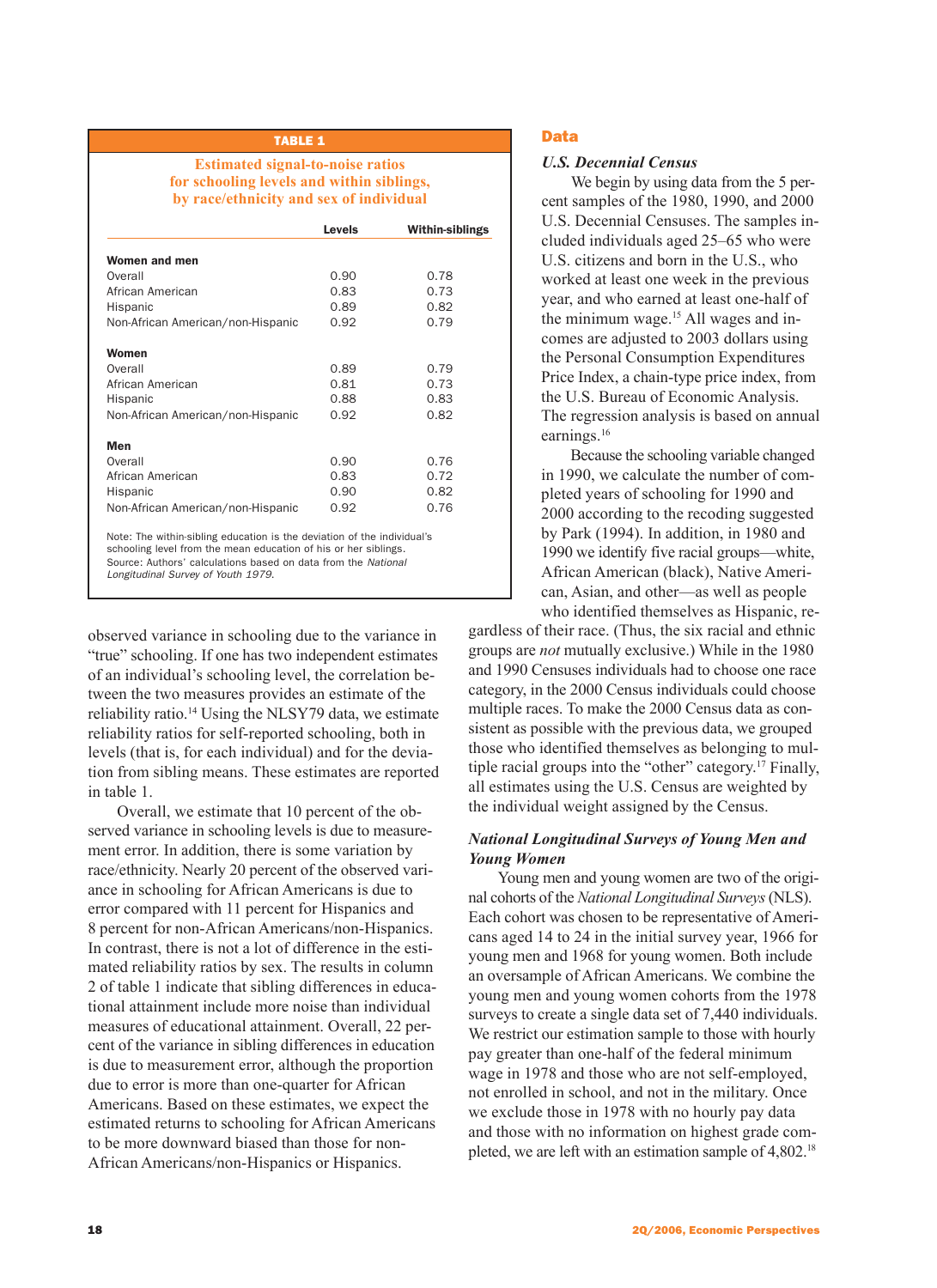**TABLE 1**

**Estimated signal-to-noise ratios for schooling levels and within siblings, by race/ethnicity and sex of individual**

| | Levels | Within-siblings |
|---|---|---|
| **Women and men** | | |
| Overall | 0.90 | 0.78 |
| African American | 0.83 | 0.73 |
| Hispanic | 0.89 | 0.82 |
| Non-African American/non-Hispanic | 0.92 | 0.79 |
| **Women** | | |
| Overall | 0.89 | 0.79 |
| African American | 0.81 | 0.73 |
| Hispanic | 0.88 | 0.83 |
| Non-African American/non-Hispanic | 0.92 | 0.82 |
| **Men** | | |
| Overall | 0.90 | 0.76 |
| African American | 0.83 | 0.72 |
| Hispanic | 0.90 | 0.82 |
| Non-African American/non-Hispanic | 0.92 | 0.76 |

Note: The within-sibling education is the deviation of the individual's schooling level from the mean education of his or her siblings.
Source: Authors' calculations based on data from the *National Longitudinal Survey of Youth 1979*.

observed variance in schooling due to the variance in "true" schooling. If one has two independent estimates of an individual's schooling level, the correlation between the two measures provides an estimate of the reliability ratio.[14] Using the NLSY79 data, we estimate reliability ratios for self-reported schooling, both in levels (that is, for each individual) and for the deviation from sibling means. These estimates are reported in table 1.

Overall, we estimate that 10 percent of the observed variance in schooling levels is due to measurement error. In addition, there is some variation by race/ethnicity. Nearly 20 percent of the observed variance in schooling for African Americans is due to error compared with 11 percent for Hispanics and 8 percent for non-African Americans/non-Hispanics. In contrast, there is not a lot of difference in the estimated reliability ratios by sex. The results in column 2 of table 1 indicate that sibling differences in educational attainment include more noise than individual measures of educational attainment. Overall, 22 percent of the variance in sibling differences in education is due to measurement error, although the proportion due to error is more than one-quarter for African Americans. Based on these estimates, we expect the estimated returns to schooling for African Americans to be more downward biased than those for non-African Americans/non-Hispanics or Hispanics.

## Data

### *U.S. Decennial Census*

We begin by using data from the 5 percent samples of the 1980, 1990, and 2000 U.S. Decennial Censuses. The samples included individuals aged 25–65 who were U.S. citizens and born in the U.S., who worked at least one week in the previous year, and who earned at least one-half of the minimum wage.[15] All wages and incomes are adjusted to 2003 dollars using the Personal Consumption Expenditures Price Index, a chain-type price index, from the U.S. Bureau of Economic Analysis. The regression analysis is based on annual earnings.[16]

Because the schooling variable changed in 1990, we calculate the number of completed years of schooling for 1990 and 2000 according to the recoding suggested by Park (1994). In addition, in 1980 and 1990 we identify five racial groups—white, African American (black), Native American, Asian, and other—as well as people who identified themselves as Hispanic, regardless of their race. (Thus, the six racial and ethnic groups are *not* mutually exclusive.) While in the 1980 and 1990 Censuses individuals had to choose one race category, in the 2000 Census individuals could choose multiple races. To make the 2000 Census data as consistent as possible with the previous data, we grouped those who identified themselves as belonging to multiple racial groups into the "other" category.[17] Finally, all estimates using the U.S. Census are weighted by the individual weight assigned by the Census.

### *National Longitudinal Surveys of Young Men and Young Women*

Young men and young women are two of the original cohorts of the *National Longitudinal Surveys* (NLS). Each cohort was chosen to be representative of Americans aged 14 to 24 in the initial survey year, 1966 for young men and 1968 for young women. Both include an oversample of African Americans. We combine the young men and young women cohorts from the 1978 surveys to create a single data set of 7,440 individuals. We restrict our estimation sample to those with hourly pay greater than one-half of the federal minimum wage in 1978 and those who are not self-employed, not enrolled in school, and not in the military. Once we exclude those in 1978 with no hourly pay data and those with no information on highest grade completed, we are left with an estimation sample of 4,802.[18]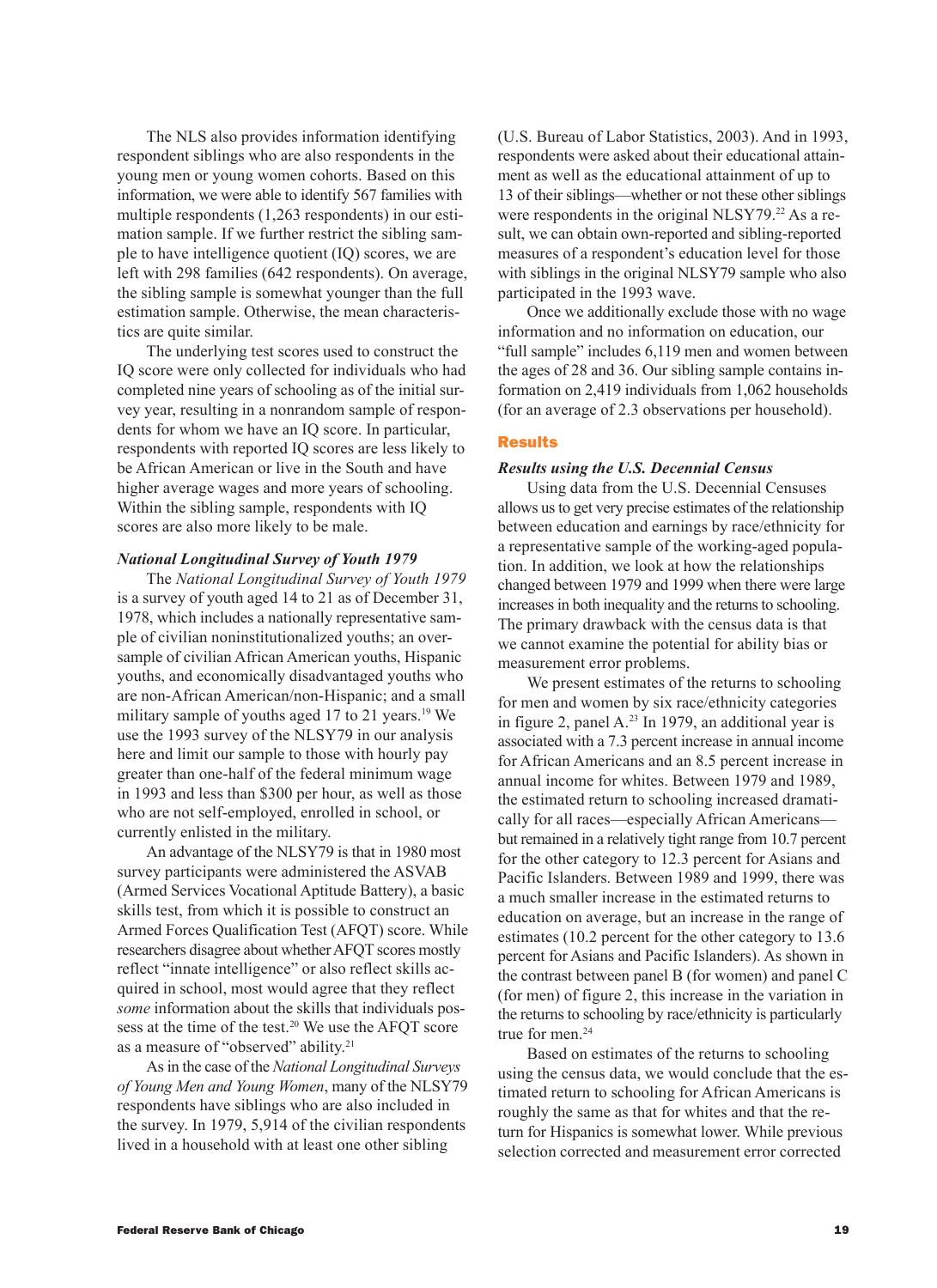The NLS also provides information identifying respondent siblings who are also respondents in the young men or young women cohorts. Based on this information, we were able to identify 567 families with multiple respondents (1,263 respondents) in our estimation sample. If we further restrict the sibling sample to have intelligence quotient (IQ) scores, we are left with 298 families (642 respondents). On average, the sibling sample is somewhat younger than the full estimation sample. Otherwise, the mean characteristics are quite similar.

The underlying test scores used to construct the IQ score were only collected for individuals who had completed nine years of schooling as of the initial survey year, resulting in a nonrandom sample of respondents for whom we have an IQ score. In particular, respondents with reported IQ scores are less likely to be African American or live in the South and have higher average wages and more years of schooling. Within the sibling sample, respondents with IQ scores are also more likely to be male.

### *National Longitudinal Survey of Youth 1979*

The *National Longitudinal Survey of Youth 1979* is a survey of youth aged 14 to 21 as of December 31, 1978, which includes a nationally representative sample of civilian noninstitutionalized youths; an oversample of civilian African American youths, Hispanic youths, and economically disadvantaged youths who are non-African American/non-Hispanic; and a small military sample of youths aged 17 to 21 years.[19] We use the 1993 survey of the NLSY79 in our analysis here and limit our sample to those with hourly pay greater than one-half of the federal minimum wage in 1993 and less than $300 per hour, as well as those who are not self-employed, enrolled in school, or currently enlisted in the military.

An advantage of the NLSY79 is that in 1980 most survey participants were administered the ASVAB (Armed Services Vocational Aptitude Battery), a basic skills test, from which it is possible to construct an Armed Forces Qualification Test (AFQT) score. While researchers disagree about whether AFQT scores mostly reflect "innate intelligence" or also reflect skills acquired in school, most would agree that they reflect *some* information about the skills that individuals possess at the time of the test.[20] We use the AFQT score as a measure of "observed" ability.[21]

As in the case of the *National Longitudinal Surveys of Young Men and Young Women*, many of the NLSY79 respondents have siblings who are also included in the survey. In 1979, 5,914 of the civilian respondents lived in a household with at least one other sibling (U.S. Bureau of Labor Statistics, 2003). And in 1993, respondents were asked about their educational attainment as well as the educational attainment of up to 13 of their siblings—whether or not these other siblings were respondents in the original NLSY79.[22] As a result, we can obtain own-reported and sibling-reported measures of a respondent's education level for those with siblings in the original NLSY79 sample who also participated in the 1993 wave.

Once we additionally exclude those with no wage information and no information on education, our "full sample" includes 6,119 men and women between the ages of 28 and 36. Our sibling sample contains information on 2,419 individuals from 1,062 households (for an average of 2.3 observations per household).

## Results

### *Results using the U.S. Decennial Census*

Using data from the U.S. Decennial Censuses allows us to get very precise estimates of the relationship between education and earnings by race/ethnicity for a representative sample of the working-aged population. In addition, we look at how the relationships changed between 1979 and 1999 when there were large increases in both inequality and the returns to schooling. The primary drawback with the census data is that we cannot examine the potential for ability bias or measurement error problems.

We present estimates of the returns to schooling for men and women by six race/ethnicity categories in figure 2, panel A.[23] In 1979, an additional year is associated with a 7.3 percent increase in annual income for African Americans and an 8.5 percent increase in annual income for whites. Between 1979 and 1989, the estimated return to schooling increased dramatically for all races—especially African Americans—but remained in a relatively tight range from 10.7 percent for the other category to 12.3 percent for Asians and Pacific Islanders. Between 1989 and 1999, there was a much smaller increase in the estimated returns to education on average, but an increase in the range of estimates (10.2 percent for the other category to 13.6 percent for Asians and Pacific Islanders). As shown in the contrast between panel B (for women) and panel C (for men) of figure 2, this increase in the variation in the returns to schooling by race/ethnicity is particularly true for men.[24]

Based on estimates of the returns to schooling using the census data, we would conclude that the estimated return to schooling for African Americans is roughly the same as that for whites and that the return for Hispanics is somewhat lower. While previous selection corrected and measurement error corrected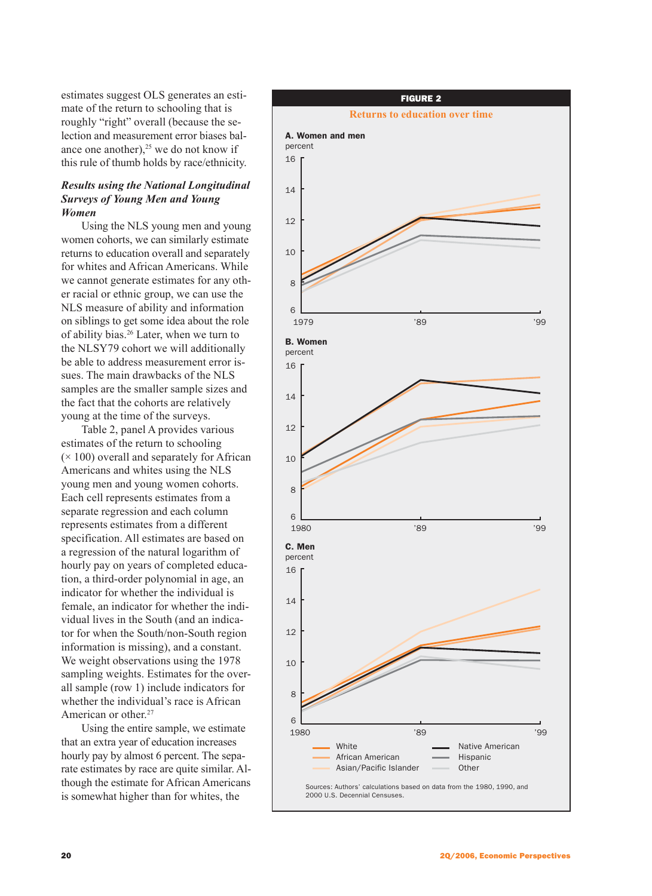estimates suggest OLS generates an estimate of the return to schooling that is roughly "right" overall (because the selection and measurement error biases balance one another),[25] we do not know if this rule of thumb holds by race/ethnicity.

### *Results using the National Longitudinal Surveys of Young Men and Young Women*

Using the NLS young men and young women cohorts, we can similarly estimate returns to education overall and separately for whites and African Americans. While we cannot generate estimates for any other racial or ethnic group, we can use the NLS measure of ability and information on siblings to get some idea about the role of ability bias.[26] Later, when we turn to the NLSY79 cohort we will additionally be able to address measurement error issues. The main drawbacks of the NLS samples are the smaller sample sizes and the fact that the cohorts are relatively young at the time of the surveys.

Table 2, panel A provides various estimates of the return to schooling (× 100) overall and separately for African Americans and whites using the NLS young men and young women cohorts. Each cell represents estimates from a separate regression and each column represents estimates from a different specification. All estimates are based on a regression of the natural logarithm of hourly pay on years of completed education, a third-order polynomial in age, an indicator for whether the individual is female, an indicator for whether the individual lives in the South (and an indicator for when the South/non-South region information is missing), and a constant. We weight observations using the 1978 sampling weights. Estimates for the overall sample (row 1) include indicators for whether the individual's race is African American or other.[27]

Using the entire sample, we estimate that an extra year of education increases hourly pay by almost 6 percent. The separate estimates by race are quite similar. Although the estimate for African Americans is somewhat higher than for whites, the

**FIGURE 2**

**Returns to education over time**

**A. Women and men**
percent

**B. Women**
percent

**C. Men**
percent

Legend: White; African American; Asian/Pacific Islander; Native American; Hispanic; Other

Sources: Authors' calculations based on data from the 1980, 1990, and 2000 U.S. Decennial Censuses.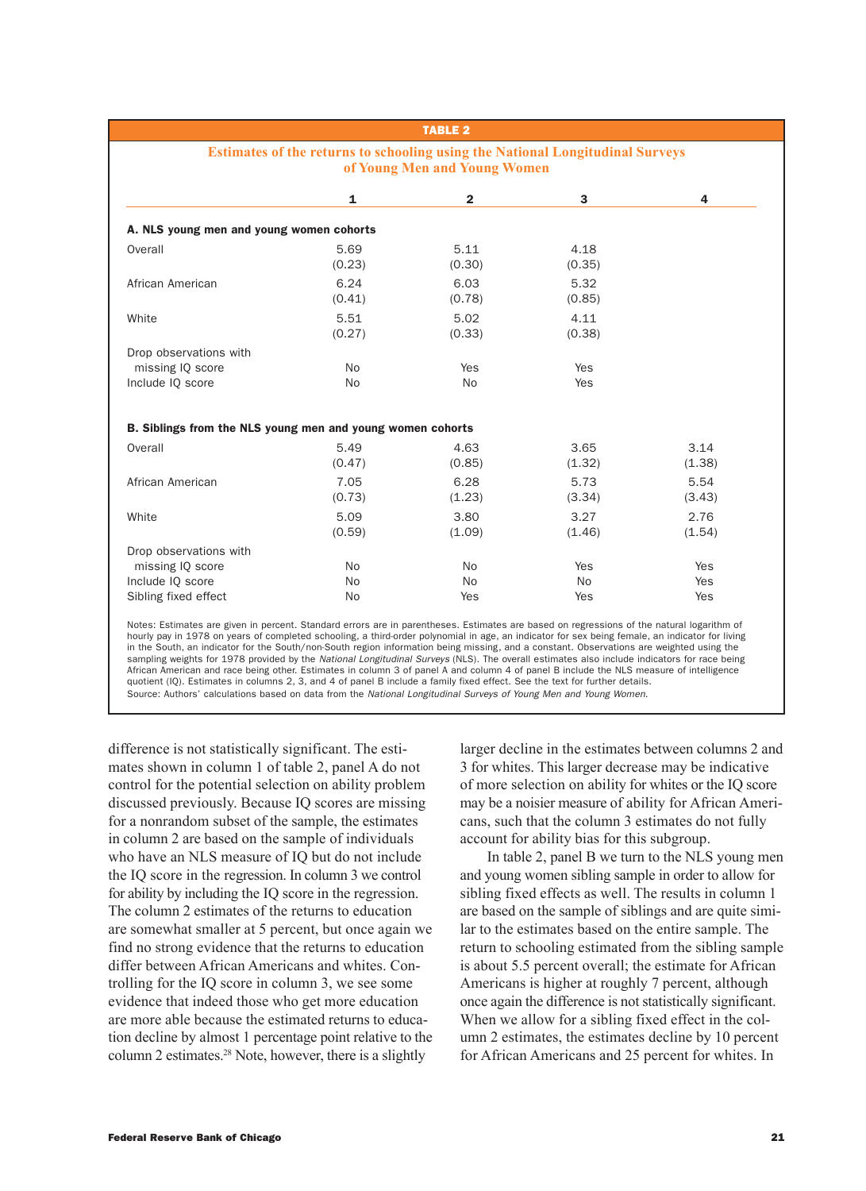**TABLE 2**

**Estimates of the returns to schooling using the National Longitudinal Surveys of Young Men and Young Women**

| | 1 | 2 | 3 | 4 |
|---|---|---|---|---|
| **A. NLS young men and young women cohorts** | | | | |
| Overall | 5.69 | 5.11 | 4.18 | |
| | (0.23) | (0.30) | (0.35) | |
| African American | 6.24 | 6.03 | 5.32 | |
| | (0.41) | (0.78) | (0.85) | |
| White | 5.51 | 5.02 | 4.11 | |
| | (0.27) | (0.33) | (0.38) | |
| Drop observations with missing IQ score | No | Yes | Yes | |
| Include IQ score | No | No | Yes | |
| **B. Siblings from the NLS young men and young women cohorts** | | | | |
| Overall | 5.49 | 4.63 | 3.65 | 3.14 |
| | (0.47) | (0.85) | (1.32) | (1.38) |
| African American | 7.05 | 6.28 | 5.73 | 5.54 |
| | (0.73) | (1.23) | (3.34) | (3.43) |
| White | 5.09 | 3.80 | 3.27 | 2.76 |
| | (0.59) | (1.09) | (1.46) | (1.54) |
| Drop observations with missing IQ score | No | No | Yes | Yes |
| Include IQ score | No | No | No | Yes |
| Sibling fixed effect | No | Yes | Yes | Yes |

Notes: Estimates are given in percent. Standard errors are in parentheses. Estimates are based on regressions of the natural logarithm of hourly pay in 1978 on years of completed schooling, a third-order polynomial in age, an indicator for sex being female, an indicator for living in the South, an indicator for the South/non-South region information being missing, and a constant. Observations are weighted using the sampling weights for 1978 provided by the *National Longitudinal Surveys* (NLS). The overall estimates also include indicators for race being African American and race being other. Estimates in column 3 of panel A and column 4 of panel B include the NLS measure of intelligence quotient (IQ). Estimates in columns 2, 3, and 4 of panel B include a family fixed effect. See the text for further details.
Source: Authors' calculations based on data from the *National Longitudinal Surveys of Young Men and Young Women*.

difference is not statistically significant. The estimates shown in column 1 of table 2, panel A do not control for the potential selection on ability problem discussed previously. Because IQ scores are missing for a nonrandom subset of the sample, the estimates in column 2 are based on the sample of individuals who have an NLS measure of IQ but do not include the IQ score in the regression. In column 3 we control for ability by including the IQ score in the regression. The column 2 estimates of the returns to education are somewhat smaller at 5 percent, but once again we find no strong evidence that the returns to education differ between African Americans and whites. Controlling for the IQ score in column 3, we see some evidence that indeed those who get more education are more able because the estimated returns to education decline by almost 1 percentage point relative to the column 2 estimates.[28] Note, however, there is a slightly larger decline in the estimates between columns 2 and 3 for whites. This larger decrease may be indicative of more selection on ability for whites or the IQ score may be a noisier measure of ability for African Americans, such that the column 3 estimates do not fully account for ability bias for this subgroup.

In table 2, panel B we turn to the NLS young men and young women sibling sample in order to allow for sibling fixed effects as well. The results in column 1 are based on the sample of siblings and are quite similar to the estimates based on the entire sample. The return to schooling estimated from the sibling sample is about 5.5 percent overall; the estimate for African Americans is higher at roughly 7 percent, although once again the difference is not statistically significant. When we allow for a sibling fixed effect in the column 2 estimates, the estimates decline by 10 percent for African Americans and 25 percent for whites. In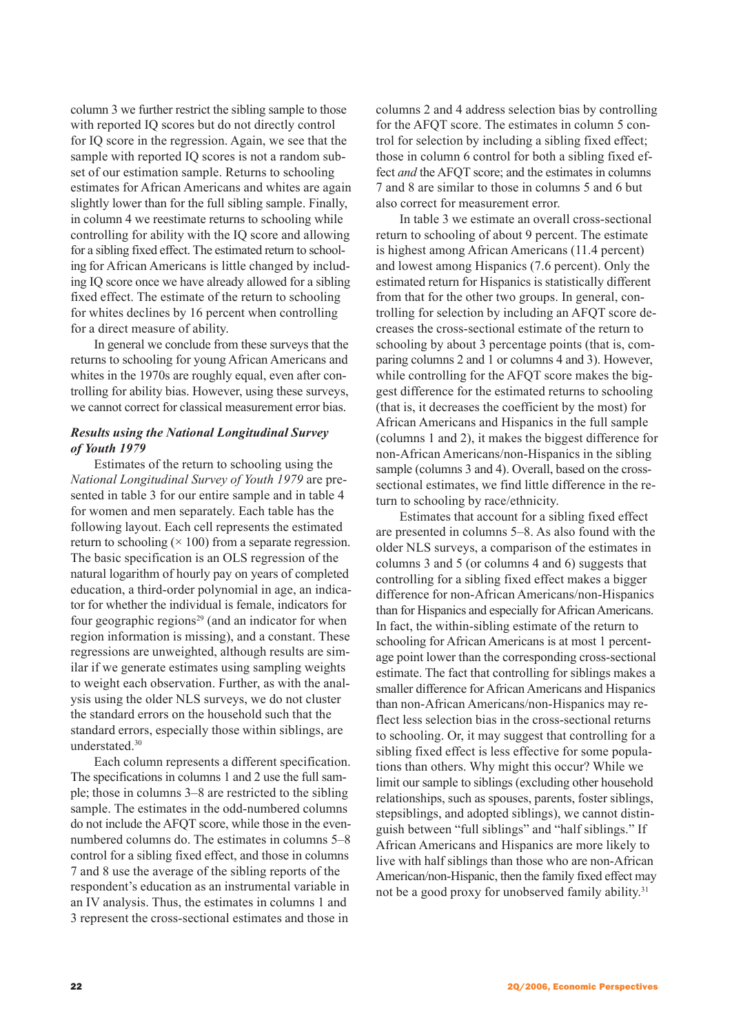column 3 we further restrict the sibling sample to those with reported IQ scores but do not directly control for IQ score in the regression. Again, we see that the sample with reported IQ scores is not a random subset of our estimation sample. Returns to schooling estimates for African Americans and whites are again slightly lower than for the full sibling sample. Finally, in column 4 we reestimate returns to schooling while controlling for ability with the IQ score and allowing for a sibling fixed effect. The estimated return to schooling for African Americans is little changed by including IQ score once we have already allowed for a sibling fixed effect. The estimate of the return to schooling for whites declines by 16 percent when controlling for a direct measure of ability.

In general we conclude from these surveys that the returns to schooling for young African Americans and whites in the 1970s are roughly equal, even after controlling for ability bias. However, using these surveys, we cannot correct for classical measurement error bias.

### *Results using the National Longitudinal Survey of Youth 1979*

Estimates of the return to schooling using the *National Longitudinal Survey of Youth 1979* are presented in table 3 for our entire sample and in table 4 for women and men separately. Each table has the following layout. Each cell represents the estimated return to schooling (× 100) from a separate regression. The basic specification is an OLS regression of the natural logarithm of hourly pay on years of completed education, a third-order polynomial in age, an indicator for whether the individual is female, indicators for four geographic regions[29] (and an indicator for when region information is missing), and a constant. These regressions are unweighted, although results are similar if we generate estimates using sampling weights to weight each observation. Further, as with the analysis using the older NLS surveys, we do not cluster the standard errors on the household such that the standard errors, especially those within siblings, are understated.[30]

Each column represents a different specification. The specifications in columns 1 and 2 use the full sample; those in columns 3–8 are restricted to the sibling sample. The estimates in the odd-numbered columns do not include the AFQT score, while those in the even-numbered columns do. The estimates in columns 5–8 control for a sibling fixed effect, and those in columns 7 and 8 use the average of the sibling reports of the respondent's education as an instrumental variable in an IV analysis. Thus, the estimates in columns 1 and 3 represent the cross-sectional estimates and those in columns 2 and 4 address selection bias by controlling for the AFQT score. The estimates in column 5 control for selection by including a sibling fixed effect; those in column 6 control for both a sibling fixed effect *and* the AFQT score; and the estimates in columns 7 and 8 are similar to those in columns 5 and 6 but also correct for measurement error.

In table 3 we estimate an overall cross-sectional return to schooling of about 9 percent. The estimate is highest among African Americans (11.4 percent) and lowest among Hispanics (7.6 percent). Only the estimated return for Hispanics is statistically different from that for the other two groups. In general, controlling for selection by including an AFQT score decreases the cross-sectional estimate of the return to schooling by about 3 percentage points (that is, comparing columns 2 and 1 or columns 4 and 3). However, while controlling for the AFQT score makes the biggest difference for the estimated returns to schooling (that is, it decreases the coefficient by the most) for African Americans and Hispanics in the full sample (columns 1 and 2), it makes the biggest difference for non-African Americans/non-Hispanics in the sibling sample (columns 3 and 4). Overall, based on the cross-sectional estimates, we find little difference in the return to schooling by race/ethnicity.

Estimates that account for a sibling fixed effect are presented in columns 5–8. As also found with the older NLS surveys, a comparison of the estimates in columns 3 and 5 (or columns 4 and 6) suggests that controlling for a sibling fixed effect makes a bigger difference for non-African Americans/non-Hispanics than for Hispanics and especially for African Americans. In fact, the within-sibling estimate of the return to schooling for African Americans is at most 1 percentage point lower than the corresponding cross-sectional estimate. The fact that controlling for siblings makes a smaller difference for African Americans and Hispanics than non-African Americans/non-Hispanics may reflect less selection bias in the cross-sectional returns to schooling. Or, it may suggest that controlling for a sibling fixed effect is less effective for some populations than others. Why might this occur? While we limit our sample to siblings (excluding other household relationships, such as spouses, parents, foster siblings, stepsiblings, and adopted siblings), we cannot distinguish between "full siblings" and "half siblings." If African Americans and Hispanics are more likely to live with half siblings than those who are non-African American/non-Hispanic, then the family fixed effect may not be a good proxy for unobserved family ability.[31]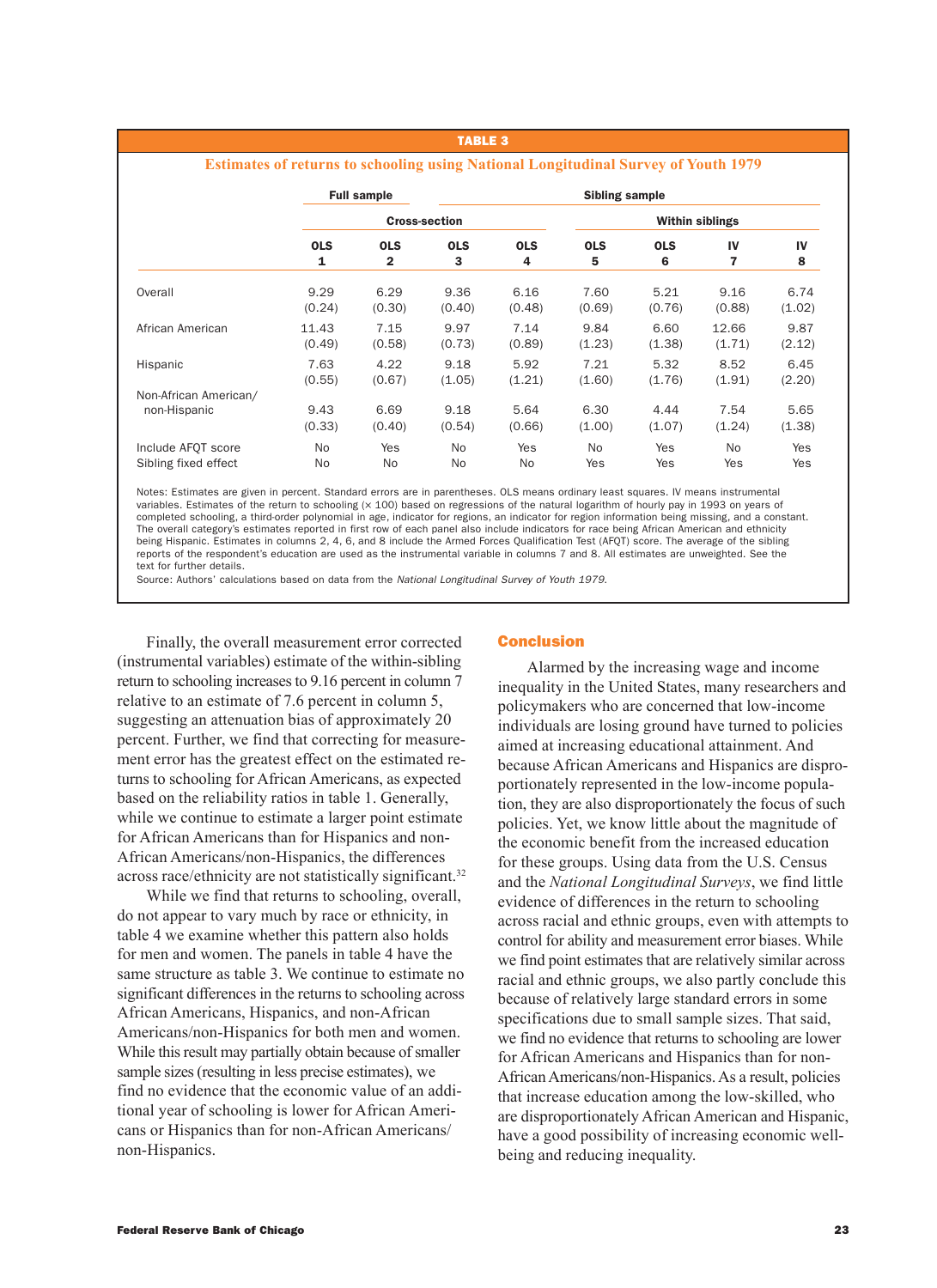**TABLE 3**

**Estimates of returns to schooling using National Longitudinal Survey of Youth 1979**

| | Full sample | | Sibling sample | | | | | |
|---|---|---|---|---|---|---|---|---|
| | Cross-section | | | | Within siblings | | | |
| | OLS 1 | OLS 2 | OLS 3 | OLS 4 | OLS 5 | OLS 6 | IV 7 | IV 8 |
| Overall | 9.29 | 6.29 | 9.36 | 6.16 | 7.60 | 5.21 | 9.16 | 6.74 |
| | (0.24) | (0.30) | (0.40) | (0.48) | (0.69) | (0.76) | (0.88) | (1.02) |
| African American | 11.43 | 7.15 | 9.97 | 7.14 | 9.84 | 6.60 | 12.66 | 9.87 |
| | (0.49) | (0.58) | (0.73) | (0.89) | (1.23) | (1.38) | (1.71) | (2.12) |
| Hispanic | 7.63 | 4.22 | 9.18 | 5.92 | 7.21 | 5.32 | 8.52 | 6.45 |
| | (0.55) | (0.67) | (1.05) | (1.21) | (1.60) | (1.76) | (1.91) | (2.20) |
| Non-African American/ non-Hispanic | 9.43 | 6.69 | 9.18 | 5.64 | 6.30 | 4.44 | 7.54 | 5.65 |
| | (0.33) | (0.40) | (0.54) | (0.66) | (1.00) | (1.07) | (1.24) | (1.38) |
| Include AFQT score | No | Yes | No | Yes | No | Yes | No | Yes |
| Sibling fixed effect | No | No | No | No | Yes | Yes | Yes | Yes |

Notes: Estimates are given in percent. Standard errors are in parentheses. OLS means ordinary least squares. IV means instrumental variables. Estimates of the return to schooling (× 100) based on regressions of the natural logarithm of hourly pay in 1993 on years of completed schooling, a third-order polynomial in age, indicator for regions, an indicator for region information being missing, and a constant. The overall category's estimates reported in first row of each panel also include indicators for race being African American and ethnicity being Hispanic. Estimates in columns 2, 4, 6, and 8 include the Armed Forces Qualification Test (AFQT) score. The average of the sibling reports of the respondent's education are used as the instrumental variable in columns 7 and 8. All estimates are unweighted. See the text for further details.
Source: Authors' calculations based on data from the *National Longitudinal Survey of Youth 1979*.

Finally, the overall measurement error corrected (instrumental variables) estimate of the within-sibling return to schooling increases to 9.16 percent in column 7 relative to an estimate of 7.6 percent in column 5, suggesting an attenuation bias of approximately 20 percent. Further, we find that correcting for measurement error has the greatest effect on the estimated returns to schooling for African Americans, as expected based on the reliability ratios in table 1. Generally, while we continue to estimate a larger point estimate for African Americans than for Hispanics and non-African Americans/non-Hispanics, the differences across race/ethnicity are not statistically significant.[32]

While we find that returns to schooling, overall, do not appear to vary much by race or ethnicity, in table 4 we examine whether this pattern also holds for men and women. The panels in table 4 have the same structure as table 3. We continue to estimate no significant differences in the returns to schooling across African Americans, Hispanics, and non-African Americans/non-Hispanics for both men and women. While this result may partially obtain because of smaller sample sizes (resulting in less precise estimates), we find no evidence that the economic value of an additional year of schooling is lower for African Americans or Hispanics than for non-African Americans/non-Hispanics.

## Conclusion

Alarmed by the increasing wage and income inequality in the United States, many researchers and policymakers who are concerned that low-income individuals are losing ground have turned to policies aimed at increasing educational attainment. And because African Americans and Hispanics are disproportionately represented in the low-income population, they are also disproportionately the focus of such policies. Yet, we know little about the magnitude of the economic benefit from the increased education for these groups. Using data from the U.S. Census and the *National Longitudinal Surveys*, we find little evidence of differences in the return to schooling across racial and ethnic groups, even with attempts to control for ability and measurement error biases. While we find point estimates that are relatively similar across racial and ethnic groups, we also partly conclude this because of relatively large standard errors in some specifications due to small sample sizes. That said, we find no evidence that returns to schooling are lower for African Americans and Hispanics than for non-African Americans/non-Hispanics. As a result, policies that increase education among the low-skilled, who are disproportionately African American and Hispanic, have a good possibility of increasing economic well-being and reducing inequality.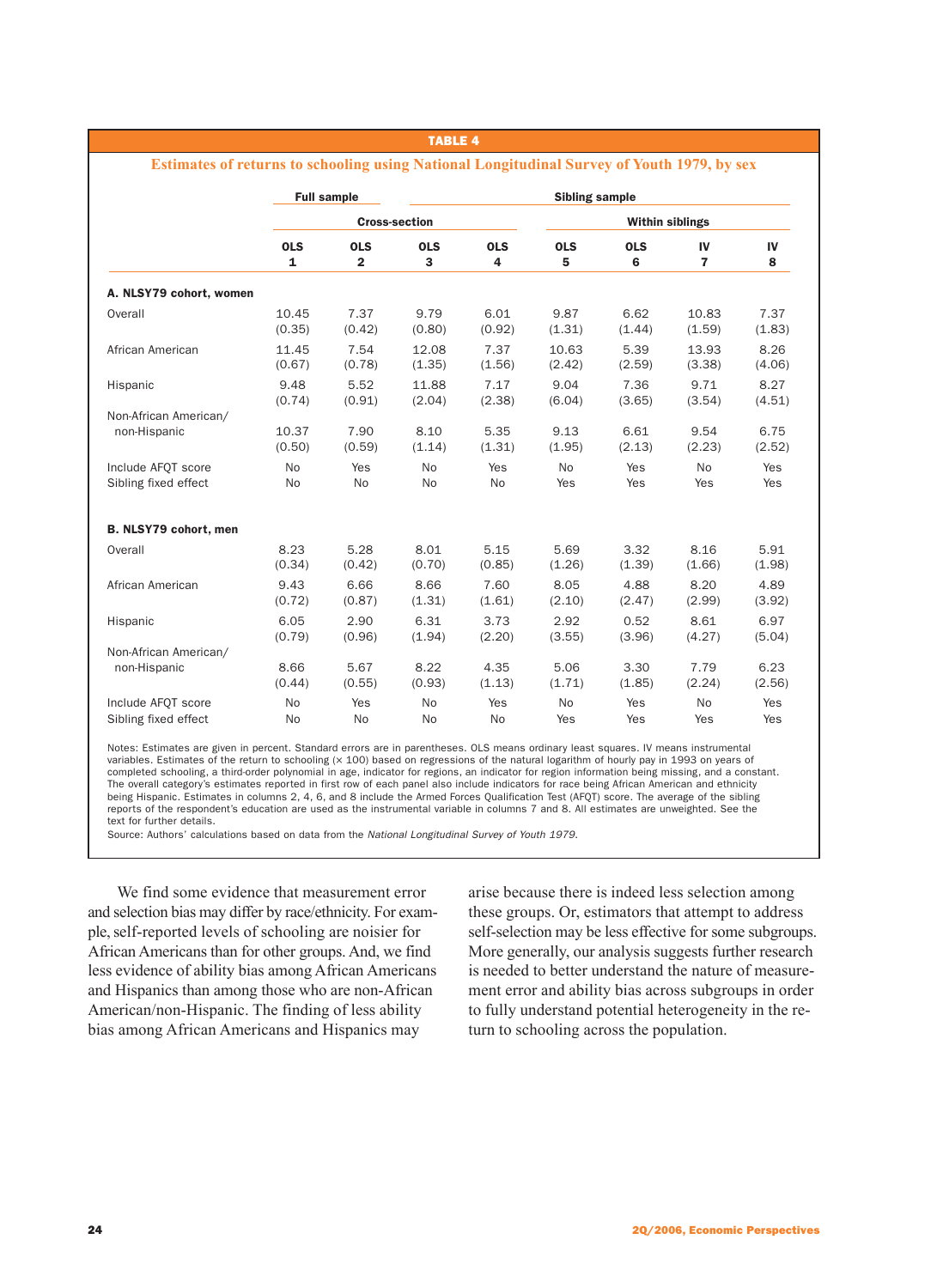**TABLE 4**

**Estimates of returns to schooling using National Longitudinal Survey of Youth 1979, by sex**

| | Full sample | Sibling sample | | | | | | |
|---|---|---|---|---|---|---|---|---|
| | Cross-section | | | | Within siblings | | | |
| | OLS 1 | OLS 2 | OLS 3 | OLS 4 | OLS 5 | OLS 6 | IV 7 | IV 8 |
| **A. NLSY79 cohort, women** | | | | | | | | |
| Overall | 10.45 (0.35) | 7.37 (0.42) | 9.79 (0.80) | 6.01 (0.92) | 9.87 (1.31) | 6.62 (1.44) | 10.83 (1.59) | 7.37 (1.83) |
| African American | 11.45 (0.67) | 7.54 (0.78) | 12.08 (1.35) | 7.37 (1.56) | 10.63 (2.42) | 5.39 (2.59) | 13.93 (3.38) | 8.26 (4.06) |
| Hispanic | 9.48 (0.74) | 5.52 (0.91) | 11.88 (2.04) | 7.17 (2.38) | 9.04 (6.04) | 7.36 (3.65) | 9.71 (3.54) | 8.27 (4.51) |
| Non-African American/ non-Hispanic | 10.37 (0.50) | 7.90 (0.59) | 8.10 (1.14) | 5.35 (1.31) | 9.13 (1.95) | 6.61 (2.13) | 9.54 (2.23) | 6.75 (2.52) |
| Include AFQT score | No | Yes | No | Yes | No | Yes | No | Yes |
| Sibling fixed effect | No | No | No | No | Yes | Yes | Yes | Yes |
| **B. NLSY79 cohort, men** | | | | | | | | |
| Overall | 8.23 (0.34) | 5.28 (0.42) | 8.01 (0.70) | 5.15 (0.85) | 5.69 (1.26) | 3.32 (1.39) | 8.16 (1.66) | 5.91 (1.98) |
| African American | 9.43 (0.72) | 6.66 (0.87) | 8.66 (1.31) | 7.60 (1.61) | 8.05 (2.10) | 4.88 (2.47) | 8.20 (2.99) | 4.89 (3.92) |
| Hispanic | 6.05 (0.79) | 2.90 (0.96) | 6.31 (1.94) | 3.73 (2.20) | 2.92 (3.55) | 0.52 (3.96) | 8.61 (4.27) | 6.97 (5.04) |
| Non-African American/ non-Hispanic | 8.66 (0.44) | 5.67 (0.55) | 8.22 (0.93) | 4.35 (1.13) | 5.06 (1.71) | 3.30 (1.85) | 7.79 (2.24) | 6.23 (2.56) |
| Include AFQT score | No | Yes | No | Yes | No | Yes | No | Yes |
| Sibling fixed effect | No | No | No | No | Yes | Yes | Yes | Yes |

Notes: Estimates are given in percent. Standard errors are in parentheses. OLS means ordinary least squares. IV means instrumental variables. Estimates of the return to schooling (× 100) based on regressions of the natural logarithm of hourly pay in 1993 on years of completed schooling, a third-order polynomial in age, indicator for regions, an indicator for region information being missing, and a constant. The overall category's estimates reported in first row of each panel also include indicators for race being African American and ethnicity being Hispanic. Estimates in columns 2, 4, 6, and 8 include the Armed Forces Qualification Test (AFQT) score. The average of the sibling reports of the respondent's education are used as the instrumental variable in columns 7 and 8. All estimates are unweighted. See the text for further details.
Source: Authors' calculations based on data from the *National Longitudinal Survey of Youth 1979*.

We find some evidence that measurement error and selection bias may differ by race/ethnicity. For example, self-reported levels of schooling are noisier for African Americans than for other groups. And, we find less evidence of ability bias among African Americans and Hispanics than among those who are non-African American/non-Hispanic. The finding of less ability bias among African Americans and Hispanics may arise because there is indeed less selection among these groups. Or, estimators that attempt to address self-selection may be less effective for some subgroups. More generally, our analysis suggests further research is needed to better understand the nature of measurement error and ability bias across subgroups in order to fully understand potential heterogeneity in the return to schooling across the population.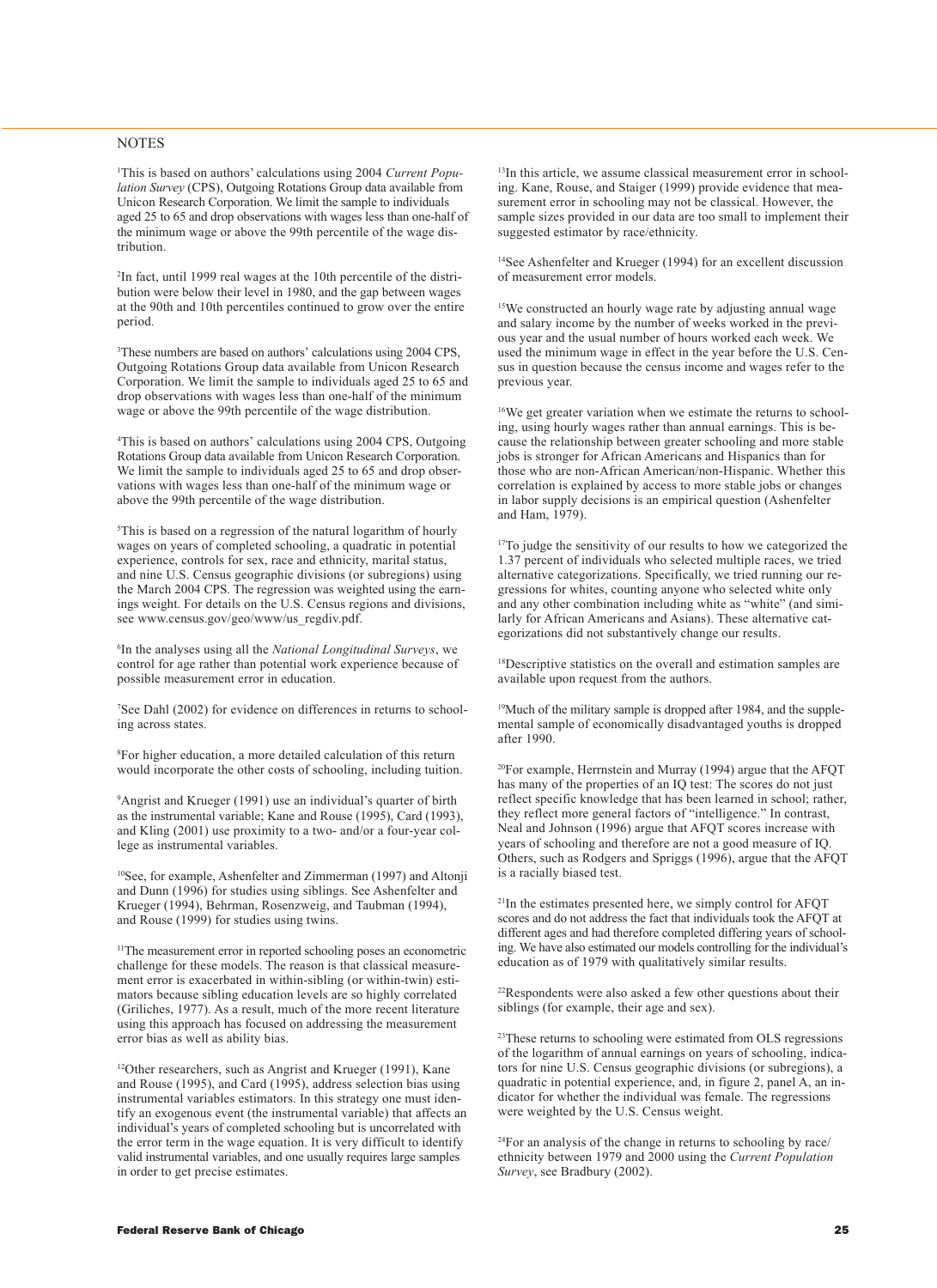## NOTES

[1]This is based on authors' calculations using 2004 *Current Population Survey* (CPS), Outgoing Rotations Group data available from Unicon Research Corporation. We limit the sample to individuals aged 25 to 65 and drop observations with wages less than one-half of the minimum wage or above the 99th percentile of the wage distribution.

[2]In fact, until 1999 real wages at the 10th percentile of the distribution were below their level in 1980, and the gap between wages at the 90th and 10th percentiles continued to grow over the entire period.

[3]These numbers are based on authors' calculations using 2004 CPS, Outgoing Rotations Group data available from Unicon Research Corporation. We limit the sample to individuals aged 25 to 65 and drop observations with wages less than one-half of the minimum wage or above the 99th percentile of the wage distribution.

[4]This is based on authors' calculations using 2004 CPS, Outgoing Rotations Group data available from Unicon Research Corporation. We limit the sample to individuals aged 25 to 65 and drop observations with wages less than one-half of the minimum wage or above the 99th percentile of the wage distribution.

[5]This is based on a regression of the natural logarithm of hourly wages on years of completed schooling, a quadratic in potential experience, controls for sex, race and ethnicity, marital status, and nine U.S. Census geographic divisions (or subregions) using the March 2004 CPS. The regression was weighted using the earnings weight. For details on the U.S. Census regions and divisions, see www.census.gov/geo/www/us_regdiv.pdf.

[6]In the analyses using all the *National Longitudinal Surveys*, we control for age rather than potential work experience because of possible measurement error in education.

[7]See Dahl (2002) for evidence on differences in returns to schooling across states.

[8]For higher education, a more detailed calculation of this return would incorporate the other costs of schooling, including tuition.

[9]Angrist and Krueger (1991) use an individual's quarter of birth as the instrumental variable; Kane and Rouse (1995), Card (1993), and Kling (2001) use proximity to a two- and/or a four-year college as instrumental variables.

[10]See, for example, Ashenfelter and Zimmerman (1997) and Altonji and Dunn (1996) for studies using siblings. See Ashenfelter and Krueger (1994), Behrman, Rosenzweig, and Taubman (1994), and Rouse (1999) for studies using twins.

[11]The measurement error in reported schooling poses an econometric challenge for these models. The reason is that classical measurement error is exacerbated in within-sibling (or within-twin) estimators because sibling education levels are so highly correlated (Griliches, 1977). As a result, much of the more recent literature using this approach has focused on addressing the measurement error bias as well as ability bias.

[12]Other researchers, such as Angrist and Krueger (1991), Kane and Rouse (1995), and Card (1995), address selection bias using instrumental variables estimators. In this strategy one must identify an exogenous event (the instrumental variable) that affects an individual's years of completed schooling but is uncorrelated with the error term in the wage equation. It is very difficult to identify valid instrumental variables, and one usually requires large samples in order to get precise estimates.

[13]In this article, we assume classical measurement error in schooling. Kane, Rouse, and Staiger (1999) provide evidence that measurement error in schooling may not be classical. However, the sample sizes provided in our data are too small to implement their suggested estimator by race/ethnicity.

[14]See Ashenfelter and Krueger (1994) for an excellent discussion of measurement error models.

[15]We constructed an hourly wage rate by adjusting annual wage and salary income by the number of weeks worked in the previous year and the usual number of hours worked each week. We used the minimum wage in effect in the year before the U.S. Census in question because the census income and wages refer to the previous year.

[16]We get greater variation when we estimate the returns to schooling, using hourly wages rather than annual earnings. This is because the relationship between greater schooling and more stable jobs is stronger for African Americans and Hispanics than for those who are non-African American/non-Hispanic. Whether this correlation is explained by access to more stable jobs or changes in labor supply decisions is an empirical question (Ashenfelter and Ham, 1979).

[17]To judge the sensitivity of our results to how we categorized the 1.37 percent of individuals who selected multiple races, we tried alternative categorizations. Specifically, we tried running our regressions for whites, counting anyone who selected white only and any other combination including white as "white" (and similarly for African Americans and Asians). These alternative categorizations did not substantively change our results.

[18]Descriptive statistics on the overall and estimation samples are available upon request from the authors.

[19]Much of the military sample is dropped after 1984, and the supplemental sample of economically disadvantaged youths is dropped after 1990.

[20]For example, Herrnstein and Murray (1994) argue that the AFQT has many of the properties of an IQ test: The scores do not just reflect specific knowledge that has been learned in school; rather, they reflect more general factors of "intelligence." In contrast, Neal and Johnson (1996) argue that AFQT scores increase with years of schooling and therefore are not a good measure of IQ. Others, such as Rodgers and Spriggs (1996), argue that the AFQT is a racially biased test.

[21]In the estimates presented here, we simply control for AFQT scores and do not address the fact that individuals took the AFQT at different ages and had therefore completed differing years of schooling. We have also estimated our models controlling for the individual's education as of 1979 with qualitatively similar results.

[22]Respondents were also asked a few other questions about their siblings (for example, their age and sex).

[23]These returns to schooling were estimated from OLS regressions of the logarithm of annual earnings on years of schooling, indicators for nine U.S. Census geographic divisions (or subregions), a quadratic in potential experience, and, in figure 2, panel A, an indicator for whether the individual was female. The regressions were weighted by the U.S. Census weight.

[24]For an analysis of the change in returns to schooling by race/ethnicity between 1979 and 2000 using the *Current Population Survey*, see Bradbury (2002).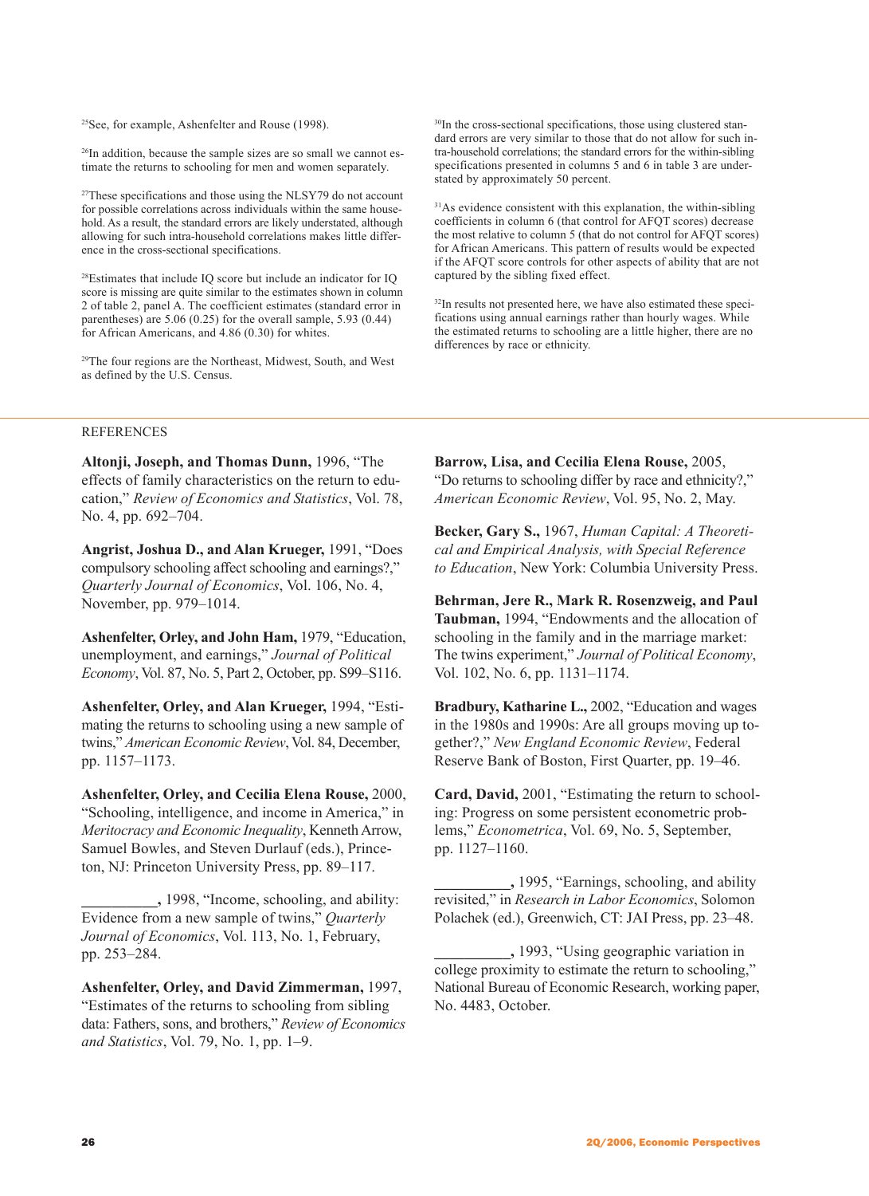[25]See, for example, Ashenfelter and Rouse (1998).

[26]In addition, because the sample sizes are so small we cannot estimate the returns to schooling for men and women separately.

[27]These specifications and those using the NLSY79 do not account for possible correlations across individuals within the same household. As a result, the standard errors are likely understated, although allowing for such intra-household correlations makes little difference in the cross-sectional specifications.

[28]Estimates that include IQ score but include an indicator for IQ score is missing are quite similar to the estimates shown in column 2 of table 2, panel A. The coefficient estimates (standard error in parentheses) are 5.06 (0.25) for the overall sample, 5.93 (0.44) for African Americans, and 4.86 (0.30) for whites.

[29]The four regions are the Northeast, Midwest, South, and West as defined by the U.S. Census.

[30]In the cross-sectional specifications, those using clustered standard errors are very similar to those that do not allow for such intra-household correlations; the standard errors for the within-sibling specifications presented in columns 5 and 6 in table 3 are understated by approximately 50 percent.

[31]As evidence consistent with this explanation, the within-sibling coefficients in column 6 (that control for AFQT scores) decrease the most relative to column 5 (that do not control for AFQT scores) for African Americans. This pattern of results would be expected if the AFQT score controls for other aspects of ability that are not captured by the sibling fixed effect.

[32]In results not presented here, we have also estimated these specifications using annual earnings rather than hourly wages. While the estimated returns to schooling are a little higher, there are no differences by race or ethnicity.

## REFERENCES

**Altonji, Joseph, and Thomas Dunn,** 1996, "The effects of family characteristics on the return to education," *Review of Economics and Statistics*, Vol. 78, No. 4, pp. 692–704.

**Angrist, Joshua D., and Alan Krueger,** 1991, "Does compulsory schooling affect schooling and earnings?," *Quarterly Journal of Economics*, Vol. 106, No. 4, November, pp. 979–1014.

**Ashenfelter, Orley, and John Ham,** 1979, "Education, unemployment, and earnings," *Journal of Political Economy*, Vol. 87, No. 5, Part 2, October, pp. S99–S116.

**Ashenfelter, Orley, and Alan Krueger,** 1994, "Estimating the returns to schooling using a new sample of twins," *American Economic Review*, Vol. 84, December, pp. 1157–1173.

**Ashenfelter, Orley, and Cecilia Elena Rouse,** 2000, "Schooling, intelligence, and income in America," in *Meritocracy and Economic Inequality*, Kenneth Arrow, Samuel Bowles, and Steven Durlauf (eds.), Princeton, NJ: Princeton University Press, pp. 89–117.

**__________,** 1998, "Income, schooling, and ability: Evidence from a new sample of twins," *Quarterly Journal of Economics*, Vol. 113, No. 1, February, pp. 253–284.

**Ashenfelter, Orley, and David Zimmerman,** 1997, "Estimates of the returns to schooling from sibling data: Fathers, sons, and brothers," *Review of Economics and Statistics*, Vol. 79, No. 1, pp. 1–9.

**Barrow, Lisa, and Cecilia Elena Rouse,** 2005, "Do returns to schooling differ by race and ethnicity?," *American Economic Review*, Vol. 95, No. 2, May.

**Becker, Gary S.,** 1967, *Human Capital: A Theoretical and Empirical Analysis, with Special Reference to Education*, New York: Columbia University Press.

**Behrman, Jere R., Mark R. Rosenzweig, and Paul Taubman,** 1994, "Endowments and the allocation of schooling in the family and in the marriage market: The twins experiment," *Journal of Political Economy*, Vol. 102, No. 6, pp. 1131–1174.

**Bradbury, Katharine L.,** 2002, "Education and wages in the 1980s and 1990s: Are all groups moving up together?," *New England Economic Review*, Federal Reserve Bank of Boston, First Quarter, pp. 19–46.

**Card, David,** 2001, "Estimating the return to schooling: Progress on some persistent econometric problems," *Econometrica*, Vol. 69, No. 5, September, pp. 1127–1160.

**__________,** 1995, "Earnings, schooling, and ability revisited," in *Research in Labor Economics*, Solomon Polachek (ed.), Greenwich, CT: JAI Press, pp. 23–48.

**__________,** 1993, "Using geographic variation in college proximity to estimate the return to schooling," National Bureau of Economic Research, working paper, No. 4483, October.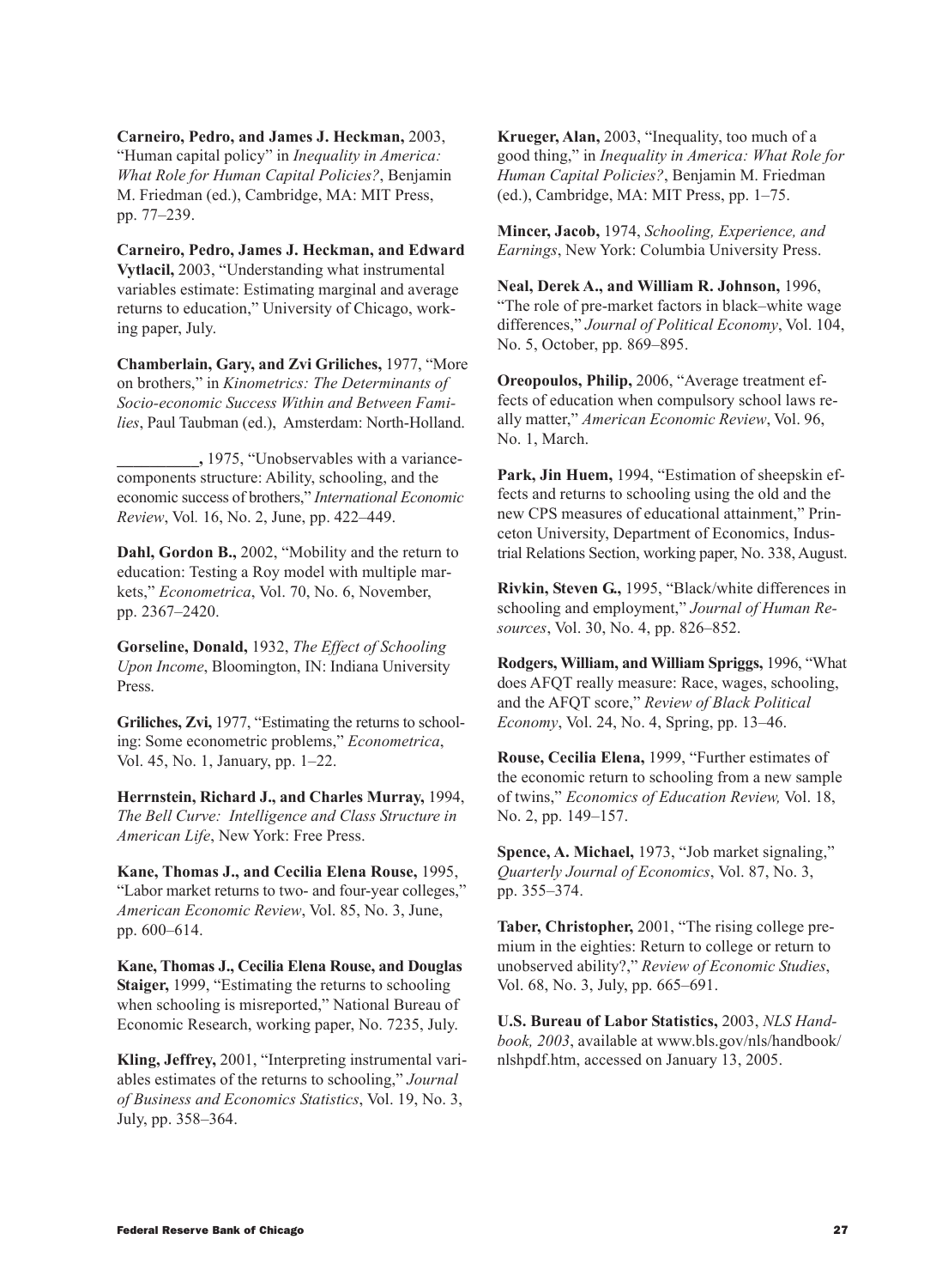**Carneiro, Pedro, and James J. Heckman,** 2003, "Human capital policy" in *Inequality in America: What Role for Human Capital Policies?*, Benjamin M. Friedman (ed.), Cambridge, MA: MIT Press, pp. 77–239.

**Carneiro, Pedro, James J. Heckman, and Edward Vytlacil,** 2003, "Understanding what instrumental variables estimate: Estimating marginal and average returns to education," University of Chicago, working paper, July.

**Chamberlain, Gary, and Zvi Griliches,** 1977, "More on brothers," in *Kinometrics: The Determinants of Socio-economic Success Within and Between Families*, Paul Taubman (ed.), Amsterdam: North-Holland.

**__________,** 1975, "Unobservables with a variance-components structure: Ability, schooling, and the economic success of brothers," *International Economic Review*, Vol. 16, No. 2, June, pp. 422–449.

**Dahl, Gordon B.,** 2002, "Mobility and the return to education: Testing a Roy model with multiple markets," *Econometrica*, Vol. 70, No. 6, November, pp. 2367–2420.

**Gorseline, Donald,** 1932, *The Effect of Schooling Upon Income*, Bloomington, IN: Indiana University Press.

**Griliches, Zvi,** 1977, "Estimating the returns to schooling: Some econometric problems," *Econometrica*, Vol. 45, No. 1, January, pp. 1–22.

**Herrnstein, Richard J., and Charles Murray,** 1994, *The Bell Curve: Intelligence and Class Structure in American Life*, New York: Free Press.

**Kane, Thomas J., and Cecilia Elena Rouse,** 1995, "Labor market returns to two- and four-year colleges," *American Economic Review*, Vol. 85, No. 3, June, pp. 600–614.

**Kane, Thomas J., Cecilia Elena Rouse, and Douglas Staiger,** 1999, "Estimating the returns to schooling when schooling is misreported," National Bureau of Economic Research, working paper, No. 7235, July.

**Kling, Jeffrey,** 2001, "Interpreting instrumental variables estimates of the returns to schooling," *Journal of Business and Economics Statistics*, Vol. 19, No. 3, July, pp. 358–364.

**Krueger, Alan,** 2003, "Inequality, too much of a good thing," in *Inequality in America: What Role for Human Capital Policies?*, Benjamin M. Friedman (ed.), Cambridge, MA: MIT Press, pp. 1–75.

**Mincer, Jacob,** 1974, *Schooling, Experience, and Earnings*, New York: Columbia University Press.

**Neal, Derek A., and William R. Johnson,** 1996, "The role of pre-market factors in black–white wage differences," *Journal of Political Economy*, Vol. 104, No. 5, October, pp. 869–895.

**Oreopoulos, Philip,** 2006, "Average treatment effects of education when compulsory school laws really matter," *American Economic Review*, Vol. 96, No. 1, March.

**Park, Jin Huem,** 1994, "Estimation of sheepskin effects and returns to schooling using the old and the new CPS measures of educational attainment," Princeton University, Department of Economics, Industrial Relations Section, working paper, No. 338, August.

**Rivkin, Steven G.,** 1995, "Black/white differences in schooling and employment," *Journal of Human Resources*, Vol. 30, No. 4, pp. 826–852.

**Rodgers, William, and William Spriggs,** 1996, "What does AFQT really measure: Race, wages, schooling, and the AFQT score," *Review of Black Political Economy*, Vol. 24, No. 4, Spring, pp. 13–46.

**Rouse, Cecilia Elena,** 1999, "Further estimates of the economic return to schooling from a new sample of twins," *Economics of Education Review,* Vol. 18, No. 2, pp. 149–157.

**Spence, A. Michael,** 1973, "Job market signaling," *Quarterly Journal of Economics*, Vol. 87, No. 3, pp. 355–374.

**Taber, Christopher,** 2001, "The rising college premium in the eighties: Return to college or return to unobserved ability?," *Review of Economic Studies*, Vol. 68, No. 3, July, pp. 665–691.

**U.S. Bureau of Labor Statistics,** 2003, *NLS Handbook, 2003*, available at www.bls.gov/nls/handbook/nlshpdf.htm, accessed on January 13, 2005.